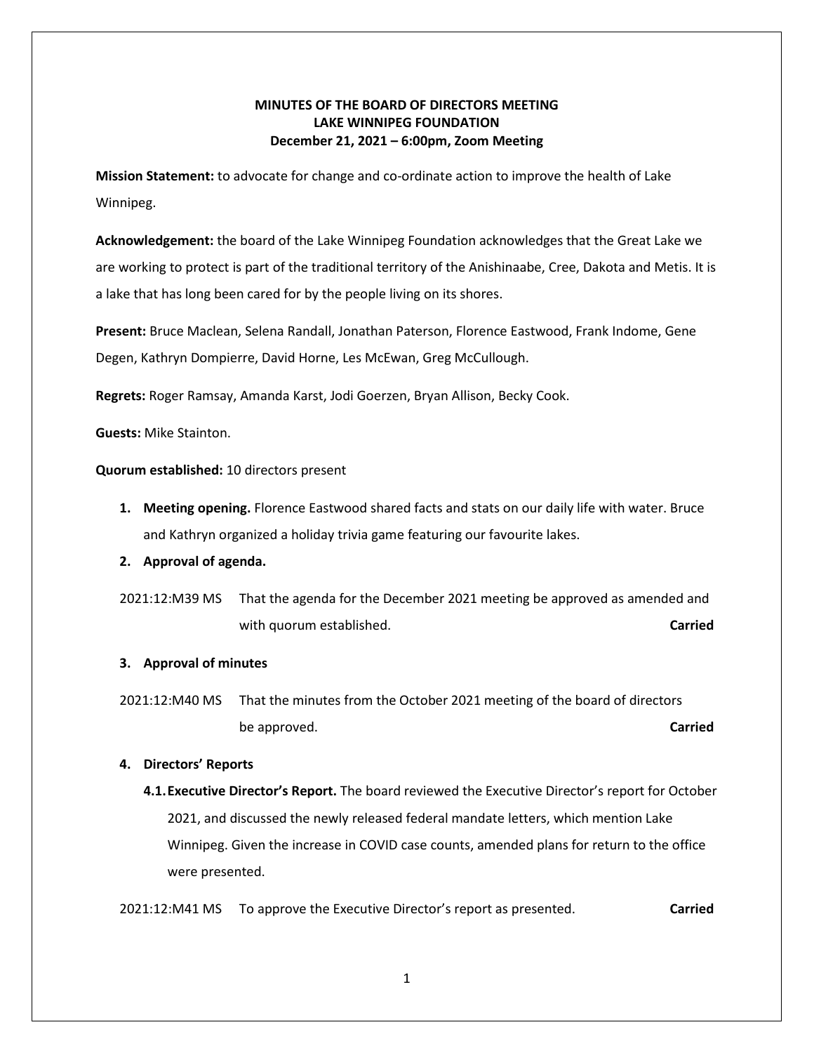# MINUTES OF THE BOARD OF DIRECTORS MEETING
## LAKE WINNIPEG FOUNDATION
### December 21, 2021 – 6:00pm, Zoom Meeting

**Mission Statement:** to advocate for change and co-ordinate action to improve the health of Lake Winnipeg.

**Acknowledgement:** the board of the Lake Winnipeg Foundation acknowledges that the Great Lake we are working to protect is part of the traditional territory of the Anishinaabe, Cree, Dakota and Metis. It is a lake that has long been cared for by the people living on its shores.

**Present:** Bruce Maclean, Selena Randall, Jonathan Paterson, Florence Eastwood, Frank Indome, Gene Degen, Kathryn Dompierre, David Horne, Les McEwan, Greg McCullough.

**Regrets:** Roger Ramsay, Amanda Karst, Jodi Goerzen, Bryan Allison, Becky Cook.

**Guests:** Mike Stainton.

**Quorum established:** 10 directors present

1. **Meeting opening.** Florence Eastwood shared facts and stats on our daily life with water. Bruce and Kathryn organized a holiday trivia game featuring our favourite lakes.
2. **Approval of agenda.**

2021:12:M39 MS That the agenda for the December 2021 meeting be approved as amended and with quorum established. **Carried**

3. **Approval of minutes**

2021:12:M40 MS That the minutes from the October 2021 meeting of the board of directors be approved. **Carried**

4. **Directors' Reports**
   - **4.1. Executive Director's Report.** The board reviewed the Executive Director's report for October 2021, and discussed the newly released federal mandate letters, which mention Lake Winnipeg. Given the increase in COVID case counts, amended plans for return to the office were presented.

2021:12:M41 MS To approve the Executive Director's report as presented. **Carried**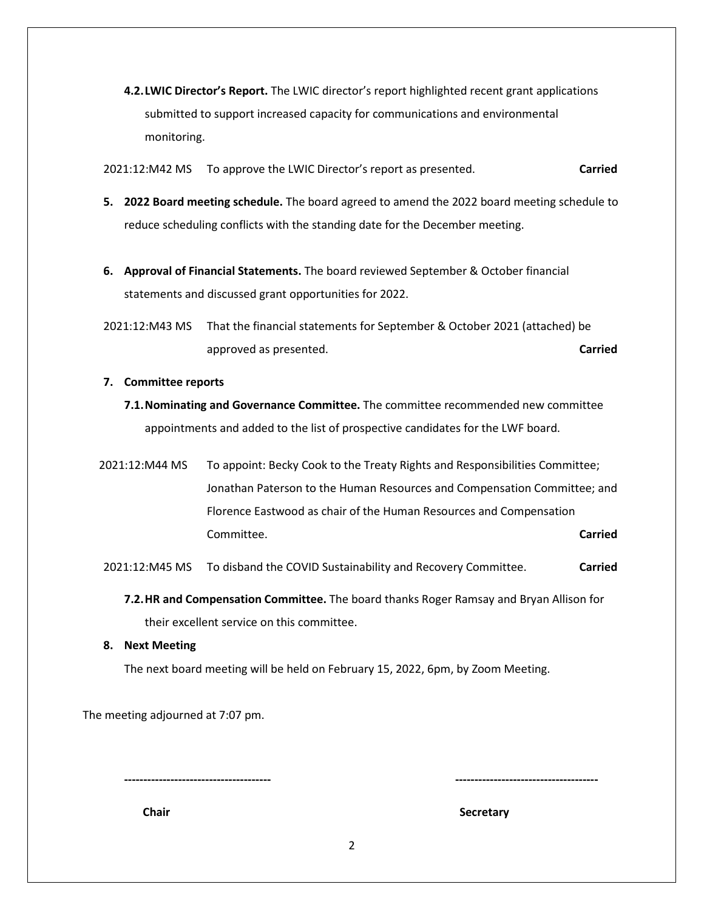**4.2. LWIC Director's Report.** The LWIC director's report highlighted recent grant applications submitted to support increased capacity for communications and environmental monitoring.

2021:12:M42 MS To approve the LWIC Director's report as presented. **Carried**

5. **2022 Board meeting schedule.** The board agreed to amend the 2022 board meeting schedule to reduce scheduling conflicts with the standing date for the December meeting.

6. **Approval of Financial Statements.** The board reviewed September & October financial statements and discussed grant opportunities for 2022.

2021:12:M43 MS That the financial statements for September & October 2021 (attached) be approved as presented. **Carried**

7. **Committee reports**

**7.1. Nominating and Governance Committee.** The committee recommended new committee appointments and added to the list of prospective candidates for the LWF board.

2021:12:M44 MS To appoint: Becky Cook to the Treaty Rights and Responsibilities Committee; Jonathan Paterson to the Human Resources and Compensation Committee; and Florence Eastwood as chair of the Human Resources and Compensation Committee. **Carried**

2021:12:M45 MS To disband the COVID Sustainability and Recovery Committee. **Carried**

**7.2. HR and Compensation Committee.** The board thanks Roger Ramsay and Bryan Allison for their excellent service on this committee.

8. **Next Meeting**

The next board meeting will be held on February 15, 2022, 6pm, by Zoom Meeting.

The meeting adjourned at 7:07 pm.

-------------------------------------- -------------------------------------

**Chair** **Secretary**